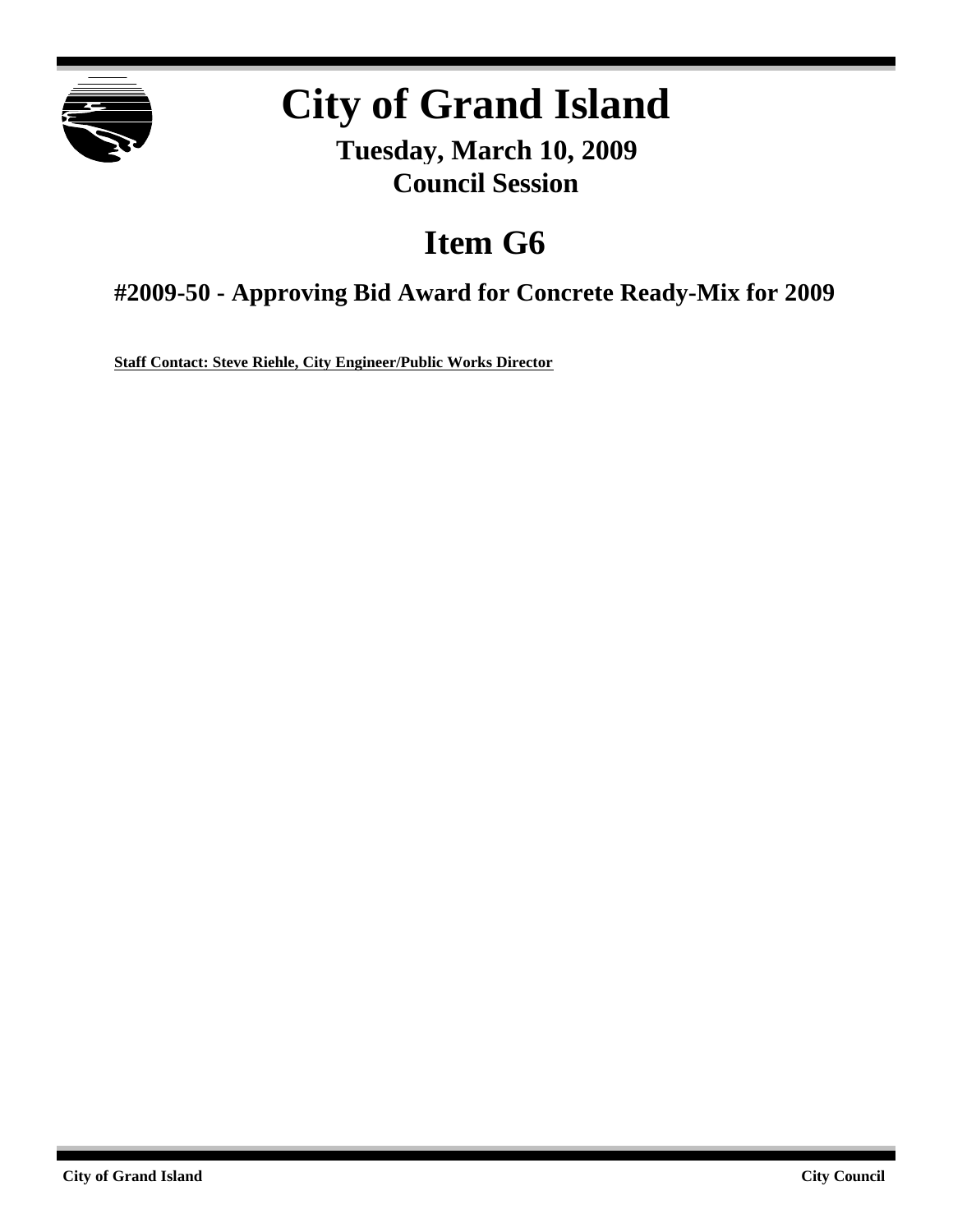# City of Grand Island

**Tuesday, March 10, 2009**
**Council Session**

# Item G6

## #2009-50 - Approving Bid Award for Concrete Ready-Mix for 2009

**Staff Contact: Steve Riehle, City Engineer/Public Works Director**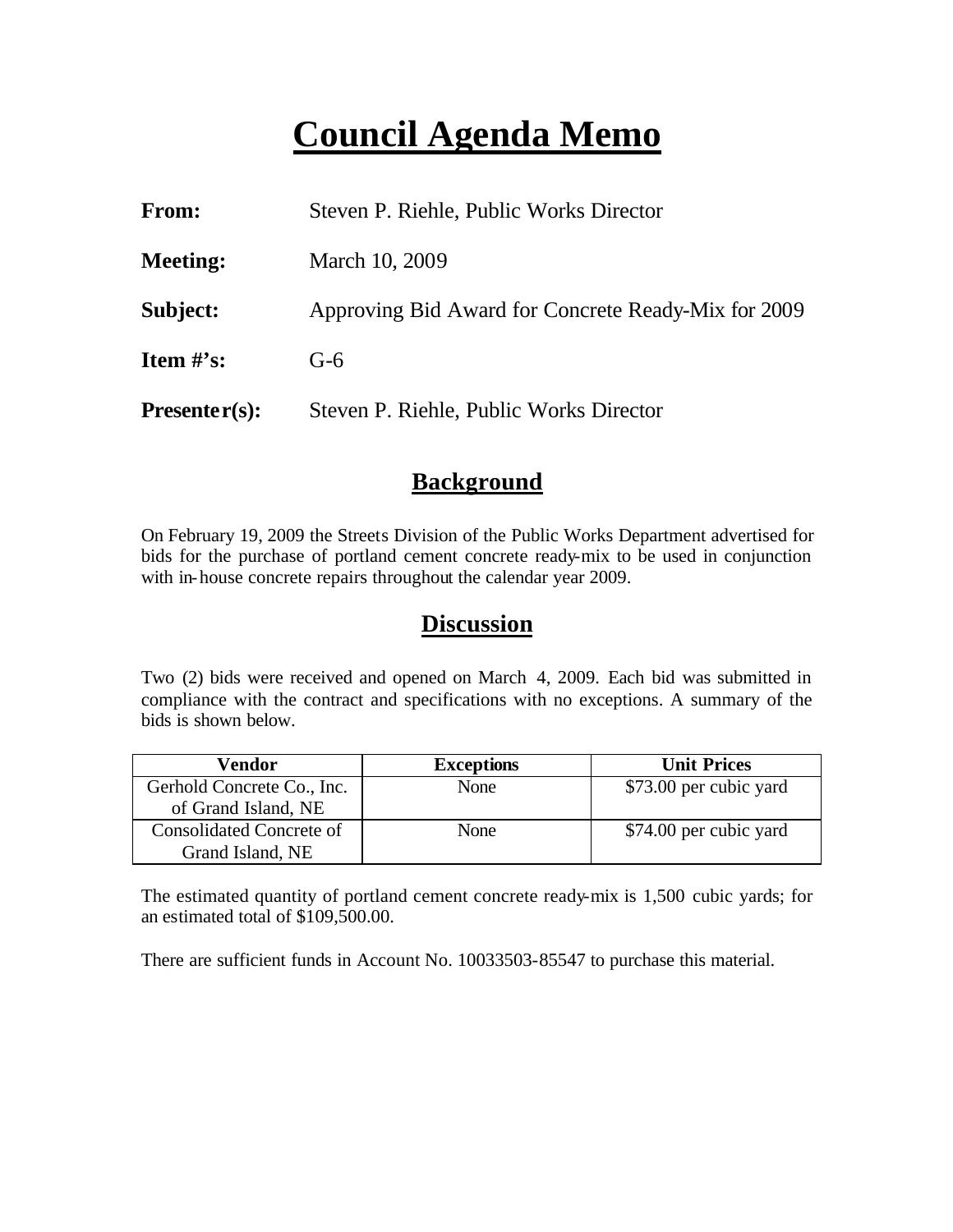# Council Agenda Memo

**From:** Steven P. Riehle, Public Works Director

**Meeting:** March 10, 2009

**Subject:** Approving Bid Award for Concrete Ready-Mix for 2009

**Item #'s:** G-6

**Presenter(s):** Steven P. Riehle, Public Works Director

## Background

On February 19, 2009 the Streets Division of the Public Works Department advertised for bids for the purchase of portland cement concrete ready-mix to be used in conjunction with in-house concrete repairs throughout the calendar year 2009.

## Discussion

Two (2) bids were received and opened on March 4, 2009. Each bid was submitted in compliance with the contract and specifications with no exceptions. A summary of the bids is shown below.

| Vendor | Exceptions | Unit Prices |
| --- | --- | --- |
| Gerhold Concrete Co., Inc. of Grand Island, NE | None | $73.00 per cubic yard |
| Consolidated Concrete of Grand Island, NE | None | $74.00 per cubic yard |

The estimated quantity of portland cement concrete ready-mix is 1,500 cubic yards; for an estimated total of $109,500.00.

There are sufficient funds in Account No. 10033503-85547 to purchase this material.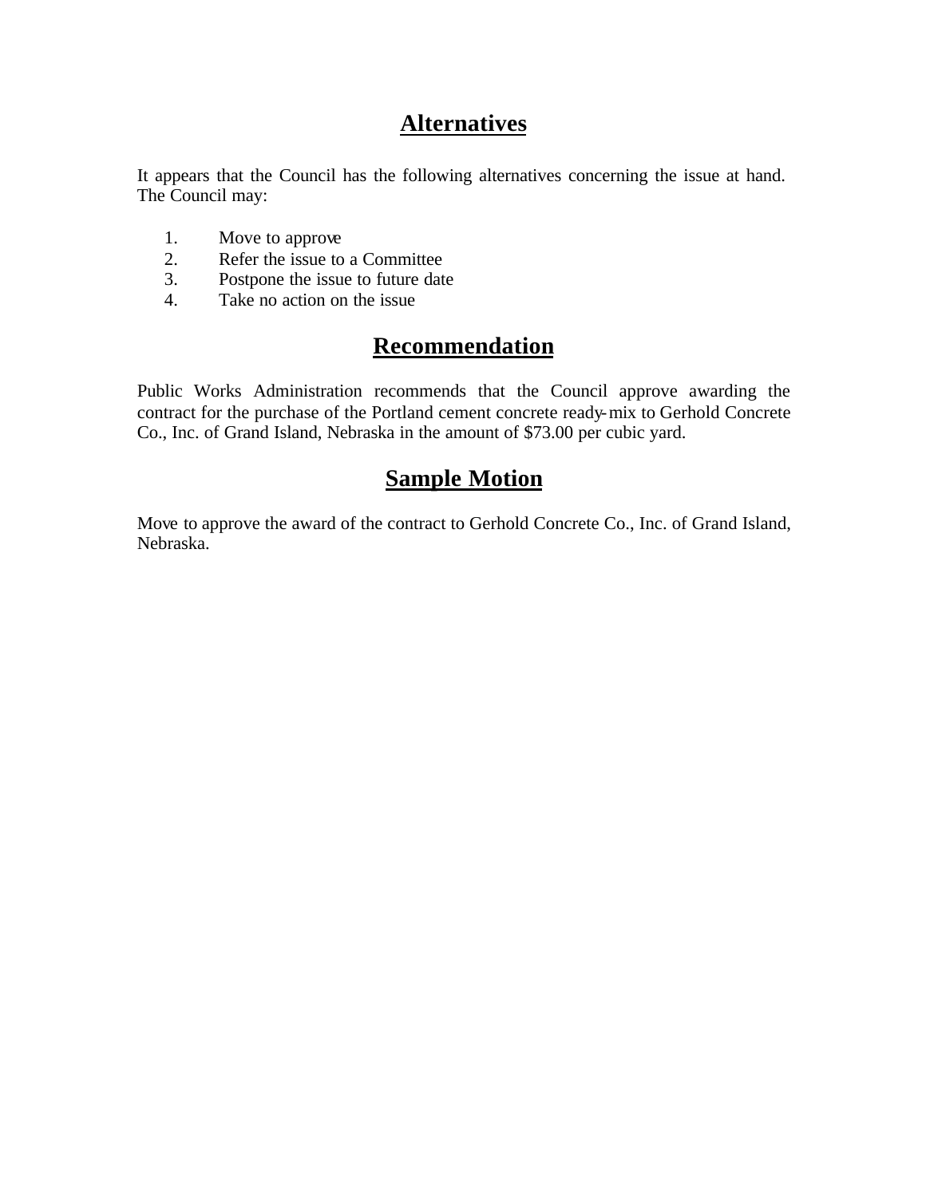## Alternatives

It appears that the Council has the following alternatives concerning the issue at hand. The Council may:

1. Move to approve
2. Refer the issue to a Committee
3. Postpone the issue to future date
4. Take no action on the issue

## Recommendation

Public Works Administration recommends that the Council approve awarding the contract for the purchase of the Portland cement concrete ready-mix to Gerhold Concrete Co., Inc. of Grand Island, Nebraska in the amount of $73.00 per cubic yard.

## Sample Motion

Move to approve the award of the contract to Gerhold Concrete Co., Inc. of Grand Island, Nebraska.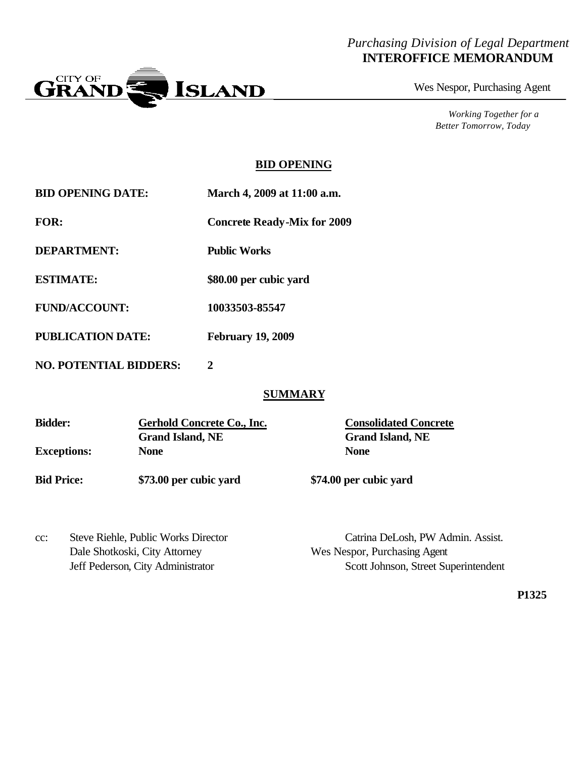*Purchasing Division of Legal Department*
**INTEROFFICE MEMORANDUM**

CITY OF GRAND ISLAND

Wes Nespor, Purchasing Agent

*Working Together for a Better Tomorrow, Today*

## BID OPENING

**BID OPENING DATE:** **March 4, 2009 at 11:00 a.m.**

**FOR:** **Concrete Ready-Mix for 2009**

**DEPARTMENT:** **Public Works**

**ESTIMATE:** **$80.00 per cubic yard**

**FUND/ACCOUNT:** **10033503-85547**

**PUBLICATION DATE:** **February 19, 2009**

**NO. POTENTIAL BIDDERS:** **2**

## SUMMARY

| | | |
|---|---|---|
| **Bidder:** | **Gerhold Concrete Co., Inc.** Grand Island, NE | **Consolidated Concrete** Grand Island, NE |
| **Exceptions:** | **None** | **None** |
| **Bid Price:** | **$73.00 per cubic yard** | **$74.00 per cubic yard** |

cc: Steve Riehle, Public Works Director
Dale Shotkoski, City Attorney
Jeff Pederson, City Administrator
Catrina DeLosh, PW Admin. Assist.
Wes Nespor, Purchasing Agent
Scott Johnson, Street Superintendent

**P1325**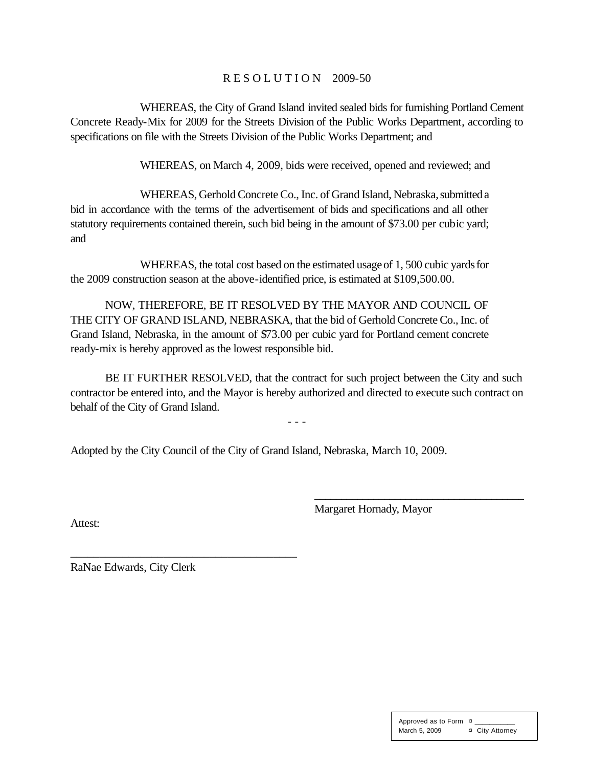# R E S O L U T I O N  2009-50

WHEREAS, the City of Grand Island invited sealed bids for furnishing Portland Cement Concrete Ready-Mix for 2009 for the Streets Division of the Public Works Department, according to specifications on file with the Streets Division of the Public Works Department; and

WHEREAS, on March 4, 2009, bids were received, opened and reviewed; and

WHEREAS, Gerhold Concrete Co., Inc. of Grand Island, Nebraska, submitted a bid in accordance with the terms of the advertisement of bids and specifications and all other statutory requirements contained therein, such bid being in the amount of $73.00 per cubic yard; and

WHEREAS, the total cost based on the estimated usage of 1, 500 cubic yards for the 2009 construction season at the above-identified price, is estimated at $109,500.00.

NOW, THEREFORE, BE IT RESOLVED BY THE MAYOR AND COUNCIL OF THE CITY OF GRAND ISLAND, NEBRASKA, that the bid of Gerhold Concrete Co., Inc. of Grand Island, Nebraska, in the amount of $73.00 per cubic yard for Portland cement concrete ready-mix is hereby approved as the lowest responsible bid.

BE IT FURTHER RESOLVED, that the contract for such project between the City and such contractor be entered into, and the Mayor is hereby authorized and directed to execute such contract on behalf of the City of Grand Island.

- - -

Adopted by the City Council of the City of Grand Island, Nebraska, March 10, 2009.

_____________________________________
Margaret Hornady, Mayor

Attest:

_____________________________________
RaNae Edwards, City Clerk

| | |
|---|---|
| Approved as to Form | ¤ ___________ |
| March 5, 2009 | ¤ City Attorney |